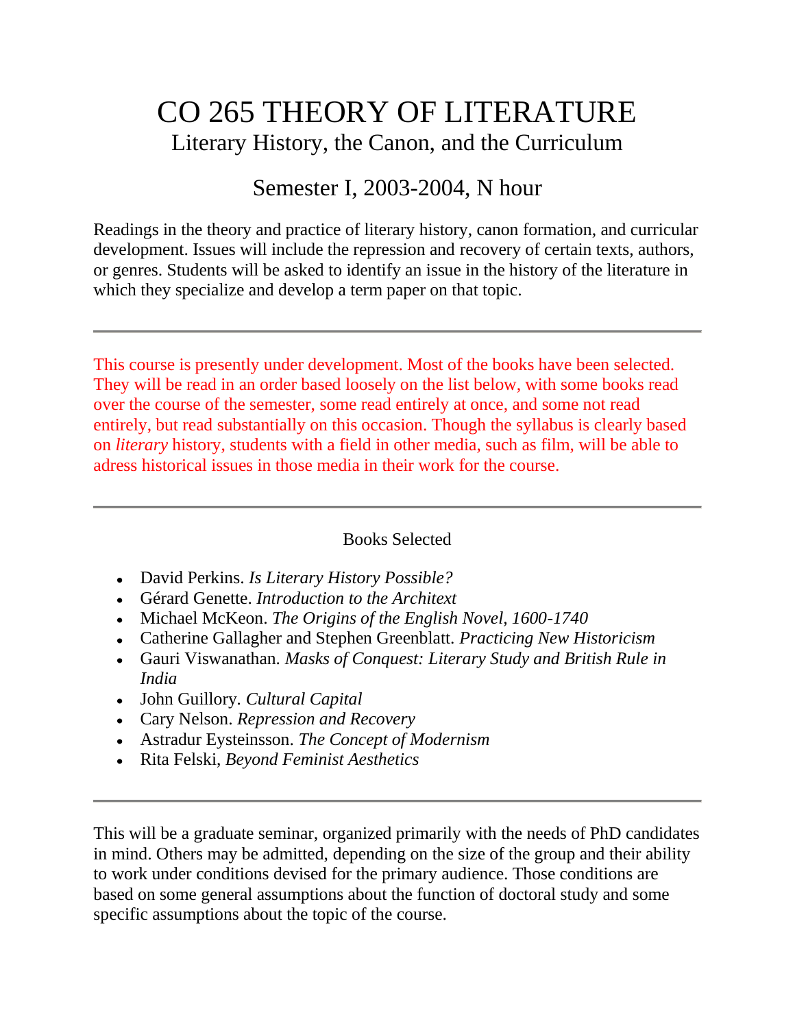# CO 265 THEORY OF LITERATURE

## Literary History, the Canon, and the Curriculum

## Semester I, 2003-2004, N hour

Readings in the theory and practice of literary history, canon formation, and curricular development. Issues will include the repression and recovery of certain texts, authors, or genres. Students will be asked to identify an issue in the history of the literature in which they specialize and develop a term paper on that topic.

---

This course is presently under development. Most of the books have been selected. They will be read in an order based loosely on the list below, with some books read over the course of the semester, some read entirely at once, and some not read entirely, but read substantially on this occasion. Though the syllabus is clearly based on *literary* history, students with a field in other media, such as film, will be able to adress historical issues in those media in their work for the course.

---

Books Selected

- David Perkins. *Is Literary History Possible?*
- Gérard Genette. *Introduction to the Architext*
- Michael McKeon. *The Origins of the English Novel, 1600-1740*
- Catherine Gallagher and Stephen Greenblatt. *Practicing New Historicism*
- Gauri Viswanathan. *Masks of Conquest: Literary Study and British Rule in India*
- John Guillory. *Cultural Capital*
- Cary Nelson. *Repression and Recovery*
- Astradur Eysteinsson. *The Concept of Modernism*
- Rita Felski, *Beyond Feminist Aesthetics*

---

This will be a graduate seminar, organized primarily with the needs of PhD candidates in mind. Others may be admitted, depending on the size of the group and their ability to work under conditions devised for the primary audience. Those conditions are based on some general assumptions about the function of doctoral study and some specific assumptions about the topic of the course.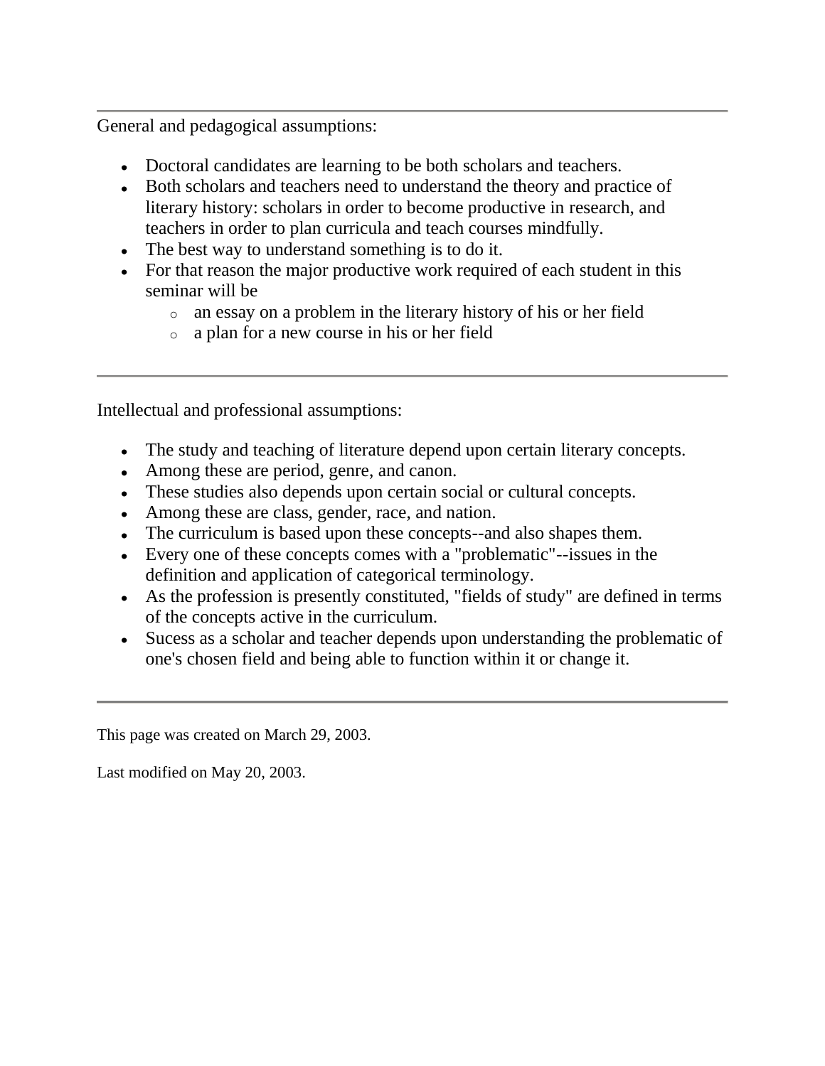---

General and pedagogical assumptions:

- Doctoral candidates are learning to be both scholars and teachers.
- Both scholars and teachers need to understand the theory and practice of literary history: scholars in order to become productive in research, and teachers in order to plan curricula and teach courses mindfully.
- The best way to understand something is to do it.
- For that reason the major productive work required of each student in this seminar will be
  - an essay on a problem in the literary history of his or her field
  - a plan for a new course in his or her field

---

Intellectual and professional assumptions:

- The study and teaching of literature depend upon certain literary concepts.
- Among these are period, genre, and canon.
- These studies also depends upon certain social or cultural concepts.
- Among these are class, gender, race, and nation.
- The curriculum is based upon these concepts--and also shapes them.
- Every one of these concepts comes with a "problematic"--issues in the definition and application of categorical terminology.
- As the profession is presently constituted, "fields of study" are defined in terms of the concepts active in the curriculum.
- Sucess as a scholar and teacher depends upon understanding the problematic of one's chosen field and being able to function within it or change it.

---

This page was created on March 29, 2003.

Last modified on May 20, 2003.